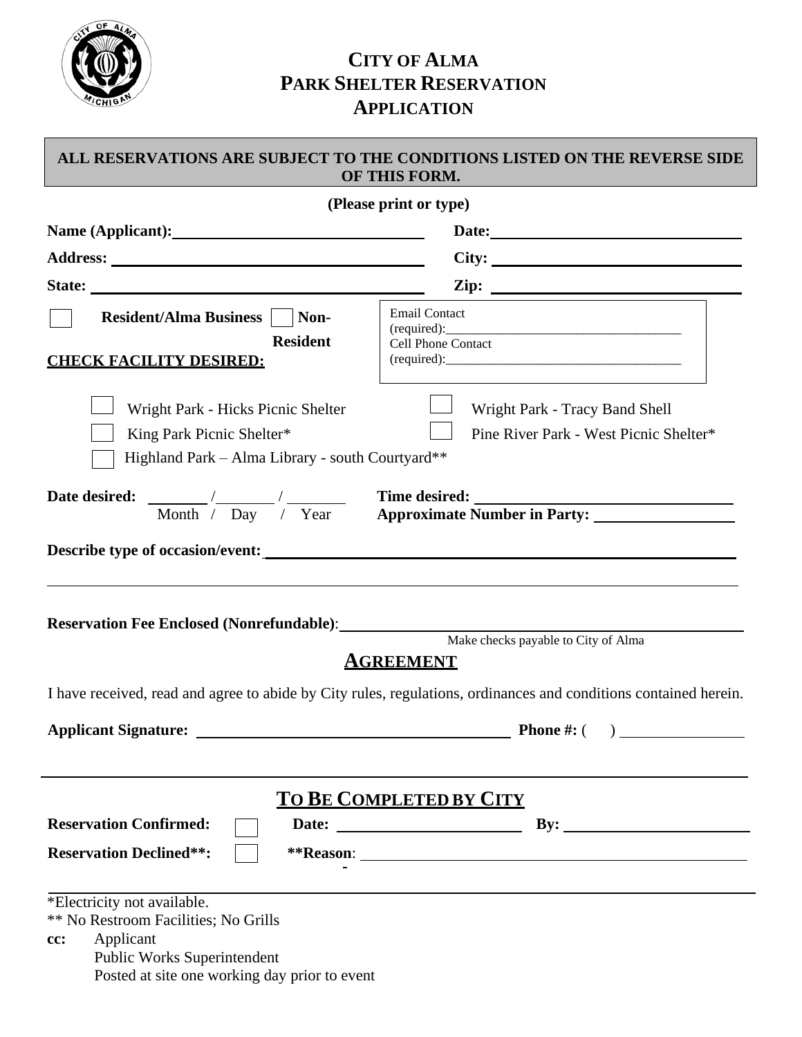# CITY OF ALMA
# PARK SHELTER RESERVATION APPLICATION

**ALL RESERVATIONS ARE SUBJECT TO THE CONDITIONS LISTED ON THE REVERSE SIDE OF THIS FORM.**

**(Please print or type)**

**Name (Applicant):** ______________________________ **Date:** ______________________________

**Address:** ______________________________ **City:** ______________________________

**State:** ______________________________ **Zip:** ______________________________

☐ **Resident/Alma Business** ☐ **Non-Resident**

Email Contact (required):______________________________

Cell Phone Contact (required):______________________________

**CHECK FACILITY DESIRED:**

☐ Wright Park - Hicks Picnic Shelter

☐ Wright Park - Tracy Band Shell

☐ King Park Picnic Shelter*

☐ Pine River Park - West Picnic Shelter*

☐ Highland Park – Alma Library - south Courtyard**

**Date desired:** ______ / ______ / ______ (Month / Day / Year)

**Time desired:** ______________________________

**Approximate Number in Party:** ______________________________

**Describe type of occasion/event:** ______________________________

______________________________________________________________

**Reservation Fee Enclosed (Nonrefundable)**: ______________________________

Make checks payable to City of Alma

## AGREEMENT

I have received, read and agree to abide by City rules, regulations, ordinances and conditions contained herein.

**Applicant Signature:** ______________________________ **Phone #:** ( ) ______________

## TO BE COMPLETED BY CITY

**Reservation Confirmed:** ☐ **Date:** ______________ **By:** ______________

**Reservation Declined**:** ☐ ****Reason**: ______________________________

*Electricity not available.

** No Restroom Facilities; No Grills

**cc:** Applicant
Public Works Superintendent
Posted at site one working day prior to event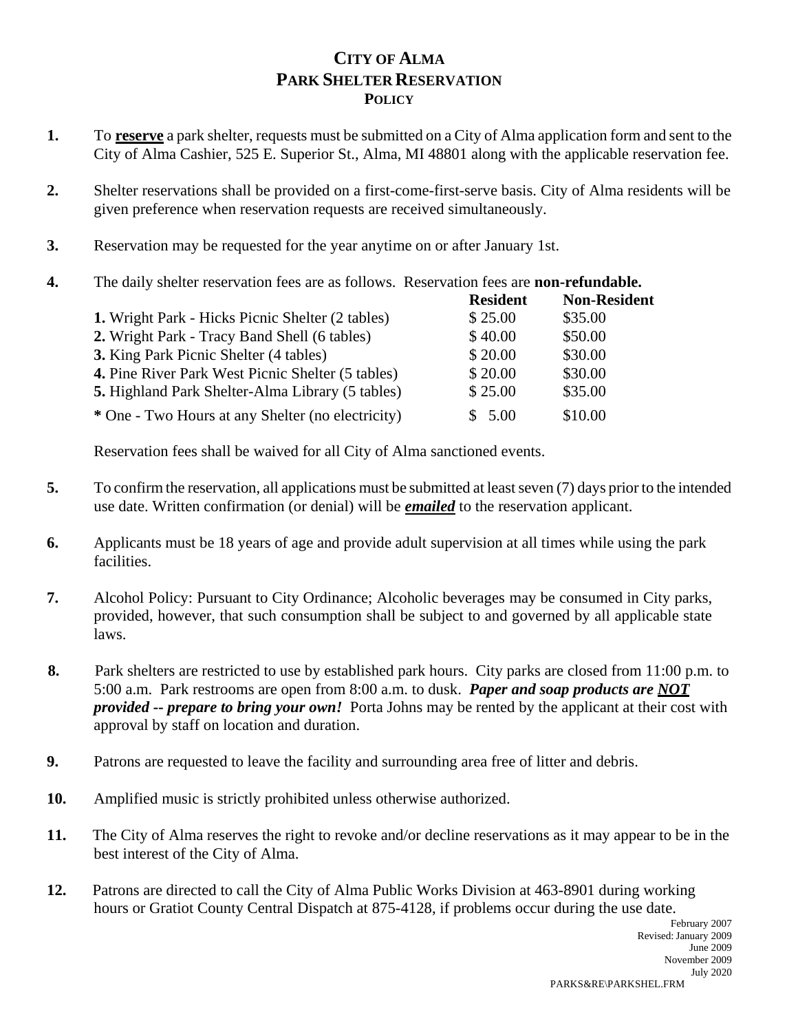# CITY OF ALMA
## PARK SHELTER RESERVATION
### POLICY

**1.** To **reserve** a park shelter, requests must be submitted on a City of Alma application form and sent to the City of Alma Cashier, 525 E. Superior St., Alma, MI 48801 along with the applicable reservation fee.

**2.** Shelter reservations shall be provided on a first-come-first-serve basis. City of Alma residents will be given preference when reservation requests are received simultaneously.

**3.** Reservation may be requested for the year anytime on or after January 1st.

**4.** The daily shelter reservation fees are as follows. Reservation fees are **non-refundable.**

| | **Resident** | **Non-Resident** |
|---|---|---|
| **1.** Wright Park - Hicks Picnic Shelter (2 tables) | $ 25.00 | $35.00 |
| **2.** Wright Park - Tracy Band Shell (6 tables) | $ 40.00 | $50.00 |
| **3.** King Park Picnic Shelter (4 tables) | $ 20.00 | $30.00 |
| **4.** Pine River Park West Picnic Shelter (5 tables) | $ 20.00 | $30.00 |
| **5.** Highland Park Shelter-Alma Library (5 tables) | $ 25.00 | $35.00 |
| **\*** One - Two Hours at any Shelter (no electricity) | $ 5.00 | $10.00 |

Reservation fees shall be waived for all City of Alma sanctioned events.

**5.** To confirm the reservation, all applications must be submitted at least seven (7) days prior to the intended use date. Written confirmation (or denial) will be ***emailed*** to the reservation applicant.

**6.** Applicants must be 18 years of age and provide adult supervision at all times while using the park facilities.

**7.** Alcohol Policy: Pursuant to City Ordinance; Alcoholic beverages may be consumed in City parks, provided, however, that such consumption shall be subject to and governed by all applicable state laws.

**8.** Park shelters are restricted to use by established park hours. City parks are closed from 11:00 p.m. to 5:00 a.m. Park restrooms are open from 8:00 a.m. to dusk. ***Paper and soap products are NOT provided -- prepare to bring your own!*** Porta Johns may be rented by the applicant at their cost with approval by staff on location and duration.

**9.** Patrons are requested to leave the facility and surrounding area free of litter and debris.

**10.** Amplified music is strictly prohibited unless otherwise authorized.

**11.** The City of Alma reserves the right to revoke and/or decline reservations as it may appear to be in the best interest of the City of Alma.

**12.** Patrons are directed to call the City of Alma Public Works Division at 463-8901 during working hours or Gratiot County Central Dispatch at 875-4128, if problems occur during the use date.

February 2007
Revised: January 2009
June 2009
November 2009
July 2020
PARKS&RE\PARKSHEL.FRM